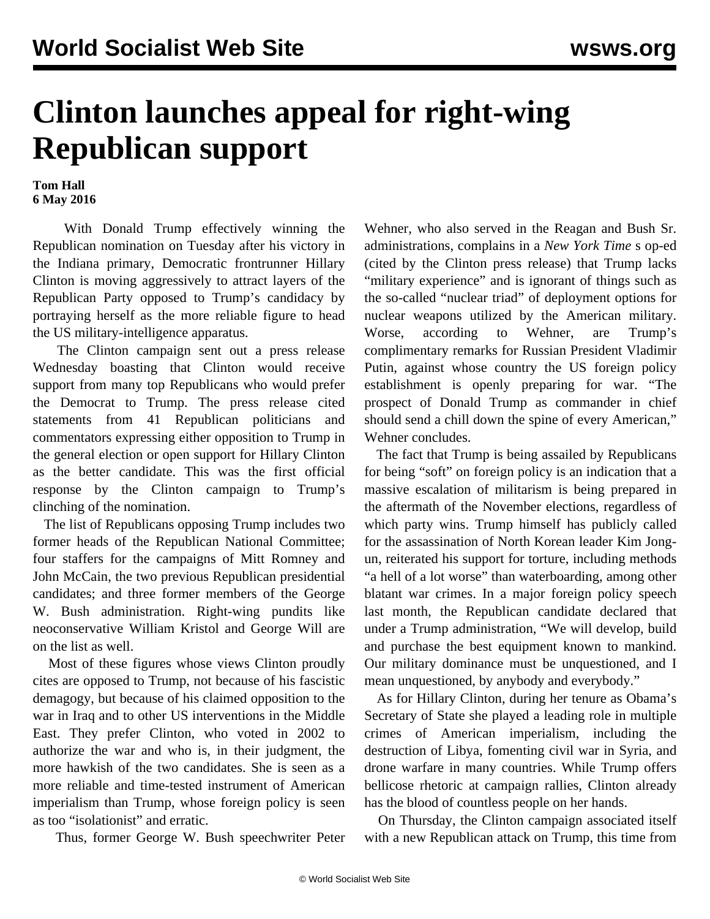# Clinton launches appeal for right-wing Republican support

**Tom Hall**
**6 May 2016**

With Donald Trump effectively winning the Republican nomination on Tuesday after his victory in the Indiana primary, Democratic frontrunner Hillary Clinton is moving aggressively to attract layers of the Republican Party opposed to Trump's candidacy by portraying herself as the more reliable figure to head the US military-intelligence apparatus.

The Clinton campaign sent out a press release Wednesday boasting that Clinton would receive support from many top Republicans who would prefer the Democrat to Trump. The press release cited statements from 41 Republican politicians and commentators expressing either opposition to Trump in the general election or open support for Hillary Clinton as the better candidate. This was the first official response by the Clinton campaign to Trump's clinching of the nomination.

The list of Republicans opposing Trump includes two former heads of the Republican National Committee; four staffers for the campaigns of Mitt Romney and John McCain, the two previous Republican presidential candidates; and three former members of the George W. Bush administration. Right-wing pundits like neoconservative William Kristol and George Will are on the list as well.

Most of these figures whose views Clinton proudly cites are opposed to Trump, not because of his fascistic demagogy, but because of his claimed opposition to the war in Iraq and to other US interventions in the Middle East. They prefer Clinton, who voted in 2002 to authorize the war and who is, in their judgment, the more hawkish of the two candidates. She is seen as a more reliable and time-tested instrument of American imperialism than Trump, whose foreign policy is seen as too "isolationist" and erratic.

Thus, former George W. Bush speechwriter Peter Wehner, who also served in the Reagan and Bush Sr. administrations, complains in a *New York Time* s op-ed (cited by the Clinton press release) that Trump lacks "military experience" and is ignorant of things such as the so-called "nuclear triad" of deployment options for nuclear weapons utilized by the American military. Worse, according to Wehner, are Trump's complimentary remarks for Russian President Vladimir Putin, against whose country the US foreign policy establishment is openly preparing for war. "The prospect of Donald Trump as commander in chief should send a chill down the spine of every American," Wehner concludes.

The fact that Trump is being assailed by Republicans for being "soft" on foreign policy is an indication that a massive escalation of militarism is being prepared in the aftermath of the November elections, regardless of which party wins. Trump himself has publicly called for the assassination of North Korean leader Kim Jong-un, reiterated his support for torture, including methods "a hell of a lot worse" than waterboarding, among other blatant war crimes. In a major foreign policy speech last month, the Republican candidate declared that under a Trump administration, "We will develop, build and purchase the best equipment known to mankind. Our military dominance must be unquestioned, and I mean unquestioned, by anybody and everybody."

As for Hillary Clinton, during her tenure as Obama's Secretary of State she played a leading role in multiple crimes of American imperialism, including the destruction of Libya, fomenting civil war in Syria, and drone warfare in many countries. While Trump offers bellicose rhetoric at campaign rallies, Clinton already has the blood of countless people on her hands.

On Thursday, the Clinton campaign associated itself with a new Republican attack on Trump, this time from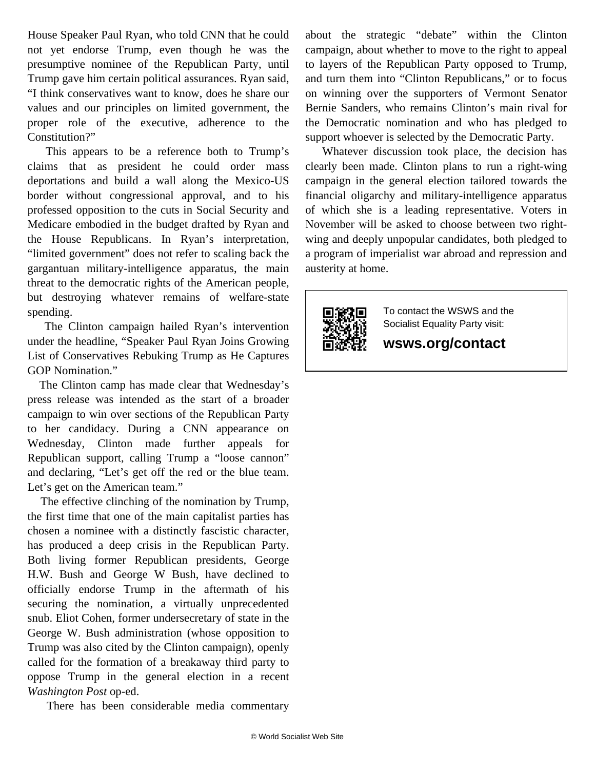House Speaker Paul Ryan, who told CNN that he could not yet endorse Trump, even though he was the presumptive nominee of the Republican Party, until Trump gave him certain political assurances. Ryan said, "I think conservatives want to know, does he share our values and our principles on limited government, the proper role of the executive, adherence to the Constitution?"

This appears to be a reference both to Trump's claims that as president he could order mass deportations and build a wall along the Mexico-US border without congressional approval, and to his professed opposition to the cuts in Social Security and Medicare embodied in the budget drafted by Ryan and the House Republicans. In Ryan's interpretation, "limited government" does not refer to scaling back the gargantuan military-intelligence apparatus, the main threat to the democratic rights of the American people, but destroying whatever remains of welfare-state spending.

The Clinton campaign hailed Ryan's intervention under the headline, "Speaker Paul Ryan Joins Growing List of Conservatives Rebuking Trump as He Captures GOP Nomination."

The Clinton camp has made clear that Wednesday's press release was intended as the start of a broader campaign to win over sections of the Republican Party to her candidacy. During a CNN appearance on Wednesday, Clinton made further appeals for Republican support, calling Trump a "loose cannon" and declaring, "Let's get off the red or the blue team. Let's get on the American team."

The effective clinching of the nomination by Trump, the first time that one of the main capitalist parties has chosen a nominee with a distinctly fascistic character, has produced a deep crisis in the Republican Party. Both living former Republican presidents, George H.W. Bush and George W Bush, have declined to officially endorse Trump in the aftermath of his securing the nomination, a virtually unprecedented snub. Eliot Cohen, former undersecretary of state in the George W. Bush administration (whose opposition to Trump was also cited by the Clinton campaign), openly called for the formation of a breakaway third party to oppose Trump in the general election in a recent *Washington Post* op-ed.

There has been considerable media commentary about the strategic "debate" within the Clinton campaign, about whether to move to the right to appeal to layers of the Republican Party opposed to Trump, and turn them into "Clinton Republicans," or to focus on winning over the supporters of Vermont Senator Bernie Sanders, who remains Clinton's main rival for the Democratic nomination and who has pledged to support whoever is selected by the Democratic Party.

Whatever discussion took place, the decision has clearly been made. Clinton plans to run a right-wing campaign in the general election tailored towards the financial oligarchy and military-intelligence apparatus of which she is a leading representative. Voters in November will be asked to choose between two right-wing and deeply unpopular candidates, both pledged to a program of imperialist war abroad and repression and austerity at home.

To contact the WSWS and the Socialist Equality Party visit:

**wsws.org/contact**